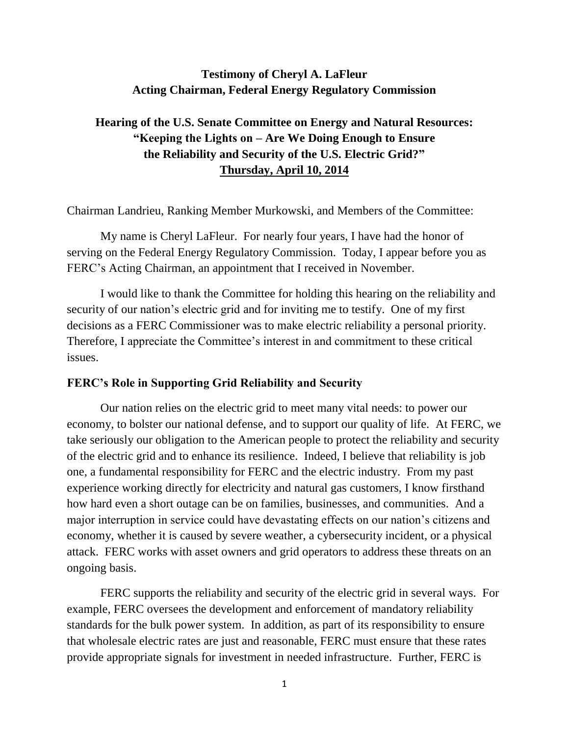# Testimony of Cheryl A. LaFleur
# Acting Chairman, Federal Energy Regulatory Commission

## Hearing of the U.S. Senate Committee on Energy and Natural Resources: "Keeping the Lights on – Are We Doing Enough to Ensure the Reliability and Security of the U.S. Electric Grid?"
## Thursday, April 10, 2014

Chairman Landrieu, Ranking Member Murkowski, and Members of the Committee:

My name is Cheryl LaFleur. For nearly four years, I have had the honor of serving on the Federal Energy Regulatory Commission. Today, I appear before you as FERC's Acting Chairman, an appointment that I received in November.

I would like to thank the Committee for holding this hearing on the reliability and security of our nation's electric grid and for inviting me to testify. One of my first decisions as a FERC Commissioner was to make electric reliability a personal priority. Therefore, I appreciate the Committee's interest in and commitment to these critical issues.

### FERC's Role in Supporting Grid Reliability and Security

Our nation relies on the electric grid to meet many vital needs: to power our economy, to bolster our national defense, and to support our quality of life. At FERC, we take seriously our obligation to the American people to protect the reliability and security of the electric grid and to enhance its resilience. Indeed, I believe that reliability is job one, a fundamental responsibility for FERC and the electric industry. From my past experience working directly for electricity and natural gas customers, I know firsthand how hard even a short outage can be on families, businesses, and communities. And a major interruption in service could have devastating effects on our nation's citizens and economy, whether it is caused by severe weather, a cybersecurity incident, or a physical attack. FERC works with asset owners and grid operators to address these threats on an ongoing basis.

FERC supports the reliability and security of the electric grid in several ways. For example, FERC oversees the development and enforcement of mandatory reliability standards for the bulk power system. In addition, as part of its responsibility to ensure that wholesale electric rates are just and reasonable, FERC must ensure that these rates provide appropriate signals for investment in needed infrastructure. Further, FERC is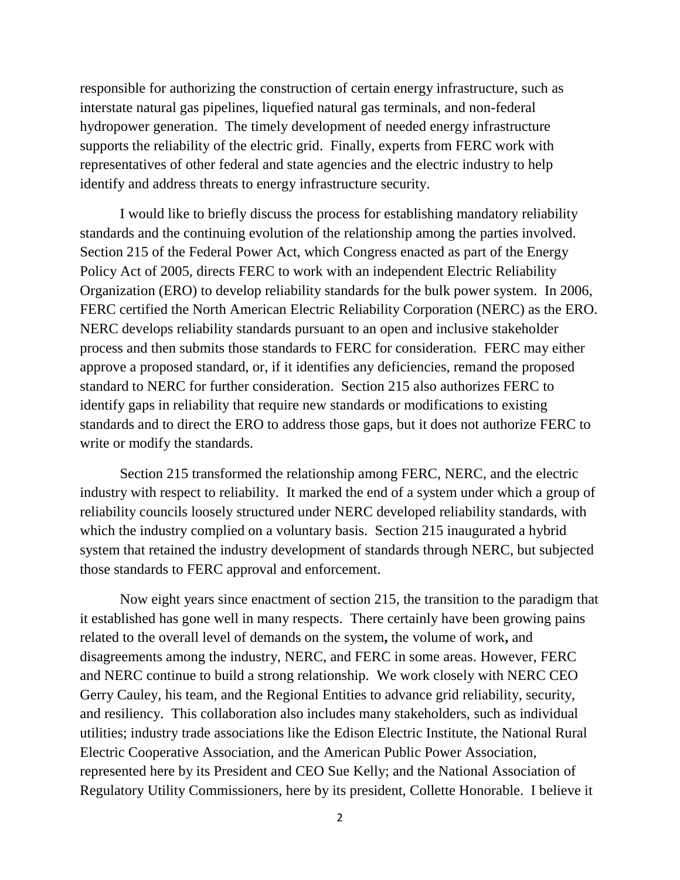responsible for authorizing the construction of certain energy infrastructure, such as interstate natural gas pipelines, liquefied natural gas terminals, and non-federal hydropower generation. The timely development of needed energy infrastructure supports the reliability of the electric grid. Finally, experts from FERC work with representatives of other federal and state agencies and the electric industry to help identify and address threats to energy infrastructure security.

I would like to briefly discuss the process for establishing mandatory reliability standards and the continuing evolution of the relationship among the parties involved. Section 215 of the Federal Power Act, which Congress enacted as part of the Energy Policy Act of 2005, directs FERC to work with an independent Electric Reliability Organization (ERO) to develop reliability standards for the bulk power system. In 2006, FERC certified the North American Electric Reliability Corporation (NERC) as the ERO. NERC develops reliability standards pursuant to an open and inclusive stakeholder process and then submits those standards to FERC for consideration. FERC may either approve a proposed standard, or, if it identifies any deficiencies, remand the proposed standard to NERC for further consideration. Section 215 also authorizes FERC to identify gaps in reliability that require new standards or modifications to existing standards and to direct the ERO to address those gaps, but it does not authorize FERC to write or modify the standards.

Section 215 transformed the relationship among FERC, NERC, and the electric industry with respect to reliability. It marked the end of a system under which a group of reliability councils loosely structured under NERC developed reliability standards, with which the industry complied on a voluntary basis. Section 215 inaugurated a hybrid system that retained the industry development of standards through NERC, but subjected those standards to FERC approval and enforcement.

Now eight years since enactment of section 215, the transition to the paradigm that it established has gone well in many respects. There certainly have been growing pains related to the overall level of demands on the system**,** the volume of work**,** and disagreements among the industry, NERC, and FERC in some areas. However, FERC and NERC continue to build a strong relationship. We work closely with NERC CEO Gerry Cauley, his team, and the Regional Entities to advance grid reliability, security, and resiliency. This collaboration also includes many stakeholders, such as individual utilities; industry trade associations like the Edison Electric Institute, the National Rural Electric Cooperative Association, and the American Public Power Association, represented here by its President and CEO Sue Kelly; and the National Association of Regulatory Utility Commissioners, here by its president, Collette Honorable. I believe it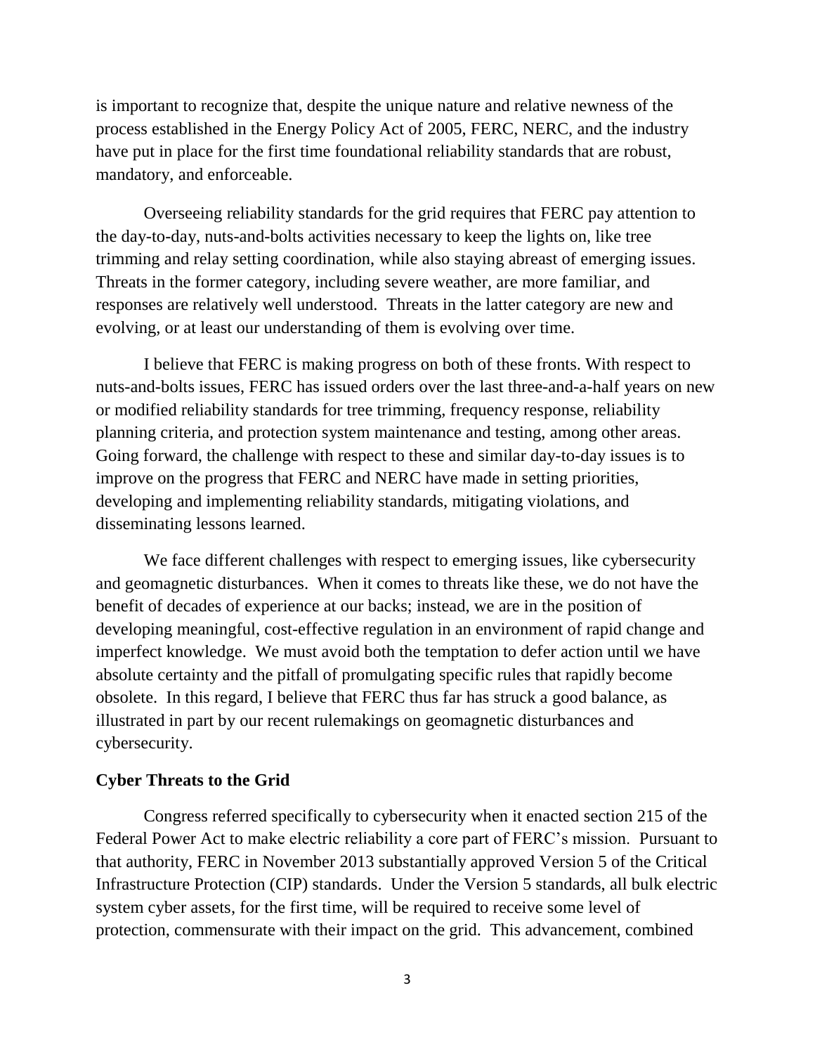is important to recognize that, despite the unique nature and relative newness of the process established in the Energy Policy Act of 2005, FERC, NERC, and the industry have put in place for the first time foundational reliability standards that are robust, mandatory, and enforceable.

Overseeing reliability standards for the grid requires that FERC pay attention to the day-to-day, nuts-and-bolts activities necessary to keep the lights on, like tree trimming and relay setting coordination, while also staying abreast of emerging issues. Threats in the former category, including severe weather, are more familiar, and responses are relatively well understood. Threats in the latter category are new and evolving, or at least our understanding of them is evolving over time.

I believe that FERC is making progress on both of these fronts. With respect to nuts-and-bolts issues, FERC has issued orders over the last three-and-a-half years on new or modified reliability standards for tree trimming, frequency response, reliability planning criteria, and protection system maintenance and testing, among other areas. Going forward, the challenge with respect to these and similar day-to-day issues is to improve on the progress that FERC and NERC have made in setting priorities, developing and implementing reliability standards, mitigating violations, and disseminating lessons learned.

We face different challenges with respect to emerging issues, like cybersecurity and geomagnetic disturbances. When it comes to threats like these, we do not have the benefit of decades of experience at our backs; instead, we are in the position of developing meaningful, cost-effective regulation in an environment of rapid change and imperfect knowledge. We must avoid both the temptation to defer action until we have absolute certainty and the pitfall of promulgating specific rules that rapidly become obsolete. In this regard, I believe that FERC thus far has struck a good balance, as illustrated in part by our recent rulemakings on geomagnetic disturbances and cybersecurity.

**Cyber Threats to the Grid**

Congress referred specifically to cybersecurity when it enacted section 215 of the Federal Power Act to make electric reliability a core part of FERC's mission. Pursuant to that authority, FERC in November 2013 substantially approved Version 5 of the Critical Infrastructure Protection (CIP) standards. Under the Version 5 standards, all bulk electric system cyber assets, for the first time, will be required to receive some level of protection, commensurate with their impact on the grid. This advancement, combined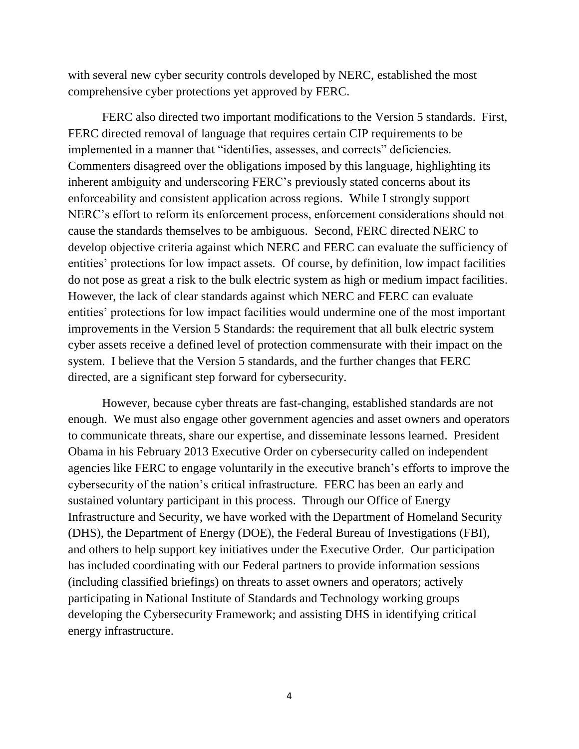with several new cyber security controls developed by NERC, established the most comprehensive cyber protections yet approved by FERC.

FERC also directed two important modifications to the Version 5 standards. First, FERC directed removal of language that requires certain CIP requirements to be implemented in a manner that "identifies, assesses, and corrects" deficiencies. Commenters disagreed over the obligations imposed by this language, highlighting its inherent ambiguity and underscoring FERC's previously stated concerns about its enforceability and consistent application across regions. While I strongly support NERC's effort to reform its enforcement process, enforcement considerations should not cause the standards themselves to be ambiguous. Second, FERC directed NERC to develop objective criteria against which NERC and FERC can evaluate the sufficiency of entities' protections for low impact assets. Of course, by definition, low impact facilities do not pose as great a risk to the bulk electric system as high or medium impact facilities. However, the lack of clear standards against which NERC and FERC can evaluate entities' protections for low impact facilities would undermine one of the most important improvements in the Version 5 Standards: the requirement that all bulk electric system cyber assets receive a defined level of protection commensurate with their impact on the system. I believe that the Version 5 standards, and the further changes that FERC directed, are a significant step forward for cybersecurity.

However, because cyber threats are fast-changing, established standards are not enough. We must also engage other government agencies and asset owners and operators to communicate threats, share our expertise, and disseminate lessons learned. President Obama in his February 2013 Executive Order on cybersecurity called on independent agencies like FERC to engage voluntarily in the executive branch's efforts to improve the cybersecurity of the nation's critical infrastructure. FERC has been an early and sustained voluntary participant in this process. Through our Office of Energy Infrastructure and Security, we have worked with the Department of Homeland Security (DHS), the Department of Energy (DOE), the Federal Bureau of Investigations (FBI), and others to help support key initiatives under the Executive Order. Our participation has included coordinating with our Federal partners to provide information sessions (including classified briefings) on threats to asset owners and operators; actively participating in National Institute of Standards and Technology working groups developing the Cybersecurity Framework; and assisting DHS in identifying critical energy infrastructure.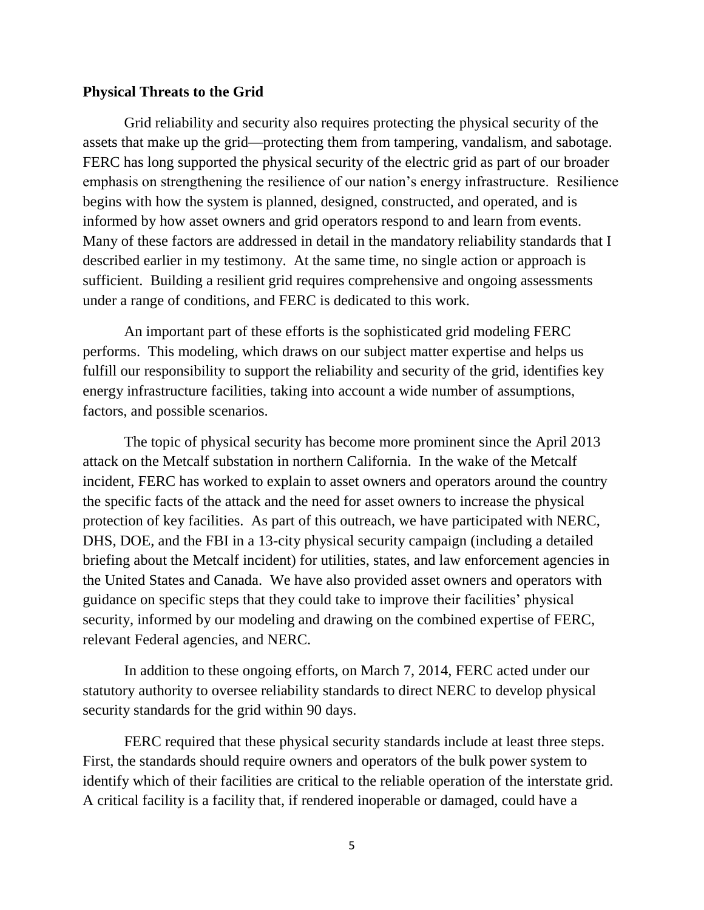**Physical Threats to the Grid**

Grid reliability and security also requires protecting the physical security of the assets that make up the grid—protecting them from tampering, vandalism, and sabotage. FERC has long supported the physical security of the electric grid as part of our broader emphasis on strengthening the resilience of our nation's energy infrastructure. Resilience begins with how the system is planned, designed, constructed, and operated, and is informed by how asset owners and grid operators respond to and learn from events. Many of these factors are addressed in detail in the mandatory reliability standards that I described earlier in my testimony. At the same time, no single action or approach is sufficient. Building a resilient grid requires comprehensive and ongoing assessments under a range of conditions, and FERC is dedicated to this work.

An important part of these efforts is the sophisticated grid modeling FERC performs. This modeling, which draws on our subject matter expertise and helps us fulfill our responsibility to support the reliability and security of the grid, identifies key energy infrastructure facilities, taking into account a wide number of assumptions, factors, and possible scenarios.

The topic of physical security has become more prominent since the April 2013 attack on the Metcalf substation in northern California. In the wake of the Metcalf incident, FERC has worked to explain to asset owners and operators around the country the specific facts of the attack and the need for asset owners to increase the physical protection of key facilities. As part of this outreach, we have participated with NERC, DHS, DOE, and the FBI in a 13-city physical security campaign (including a detailed briefing about the Metcalf incident) for utilities, states, and law enforcement agencies in the United States and Canada. We have also provided asset owners and operators with guidance on specific steps that they could take to improve their facilities' physical security, informed by our modeling and drawing on the combined expertise of FERC, relevant Federal agencies, and NERC.

In addition to these ongoing efforts, on March 7, 2014, FERC acted under our statutory authority to oversee reliability standards to direct NERC to develop physical security standards for the grid within 90 days.

FERC required that these physical security standards include at least three steps. First, the standards should require owners and operators of the bulk power system to identify which of their facilities are critical to the reliable operation of the interstate grid. A critical facility is a facility that, if rendered inoperable or damaged, could have a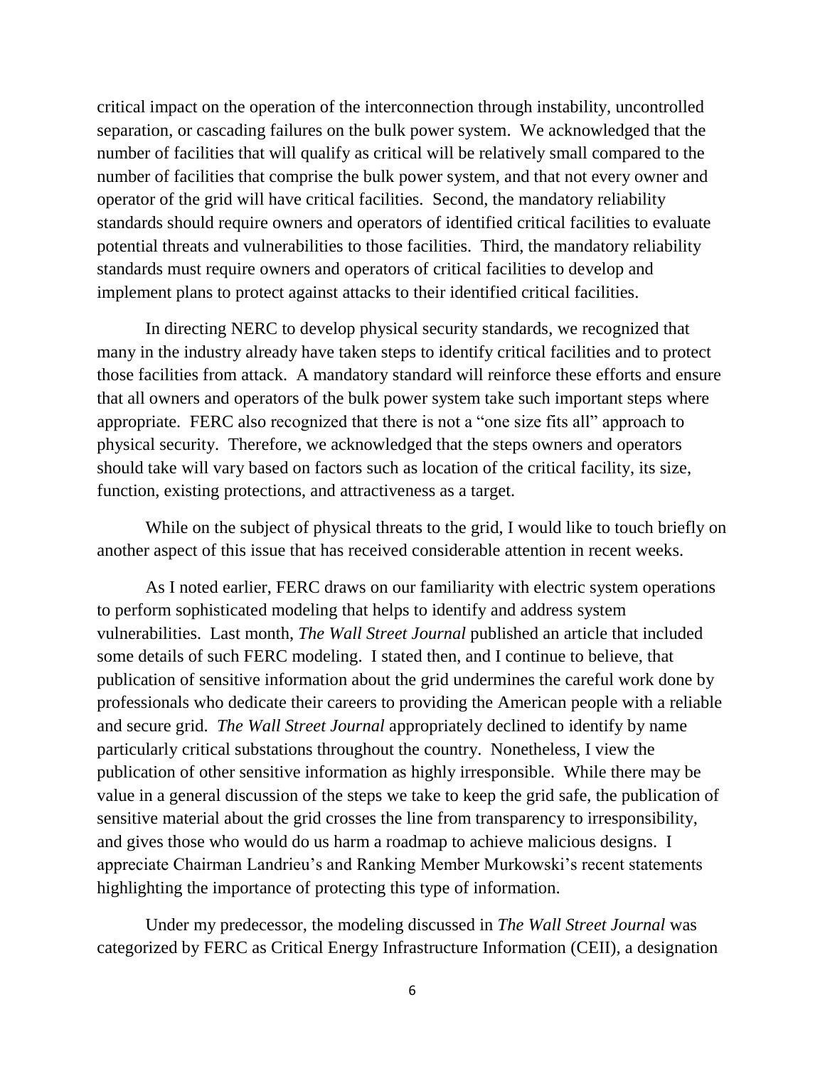critical impact on the operation of the interconnection through instability, uncontrolled separation, or cascading failures on the bulk power system. We acknowledged that the number of facilities that will qualify as critical will be relatively small compared to the number of facilities that comprise the bulk power system, and that not every owner and operator of the grid will have critical facilities. Second, the mandatory reliability standards should require owners and operators of identified critical facilities to evaluate potential threats and vulnerabilities to those facilities. Third, the mandatory reliability standards must require owners and operators of critical facilities to develop and implement plans to protect against attacks to their identified critical facilities.

In directing NERC to develop physical security standards, we recognized that many in the industry already have taken steps to identify critical facilities and to protect those facilities from attack. A mandatory standard will reinforce these efforts and ensure that all owners and operators of the bulk power system take such important steps where appropriate. FERC also recognized that there is not a "one size fits all" approach to physical security. Therefore, we acknowledged that the steps owners and operators should take will vary based on factors such as location of the critical facility, its size, function, existing protections, and attractiveness as a target.

While on the subject of physical threats to the grid, I would like to touch briefly on another aspect of this issue that has received considerable attention in recent weeks.

As I noted earlier, FERC draws on our familiarity with electric system operations to perform sophisticated modeling that helps to identify and address system vulnerabilities. Last month, *The Wall Street Journal* published an article that included some details of such FERC modeling. I stated then, and I continue to believe, that publication of sensitive information about the grid undermines the careful work done by professionals who dedicate their careers to providing the American people with a reliable and secure grid. *The Wall Street Journal* appropriately declined to identify by name particularly critical substations throughout the country. Nonetheless, I view the publication of other sensitive information as highly irresponsible. While there may be value in a general discussion of the steps we take to keep the grid safe, the publication of sensitive material about the grid crosses the line from transparency to irresponsibility, and gives those who would do us harm a roadmap to achieve malicious designs. I appreciate Chairman Landrieu's and Ranking Member Murkowski's recent statements highlighting the importance of protecting this type of information.

Under my predecessor, the modeling discussed in *The Wall Street Journal* was categorized by FERC as Critical Energy Infrastructure Information (CEII), a designation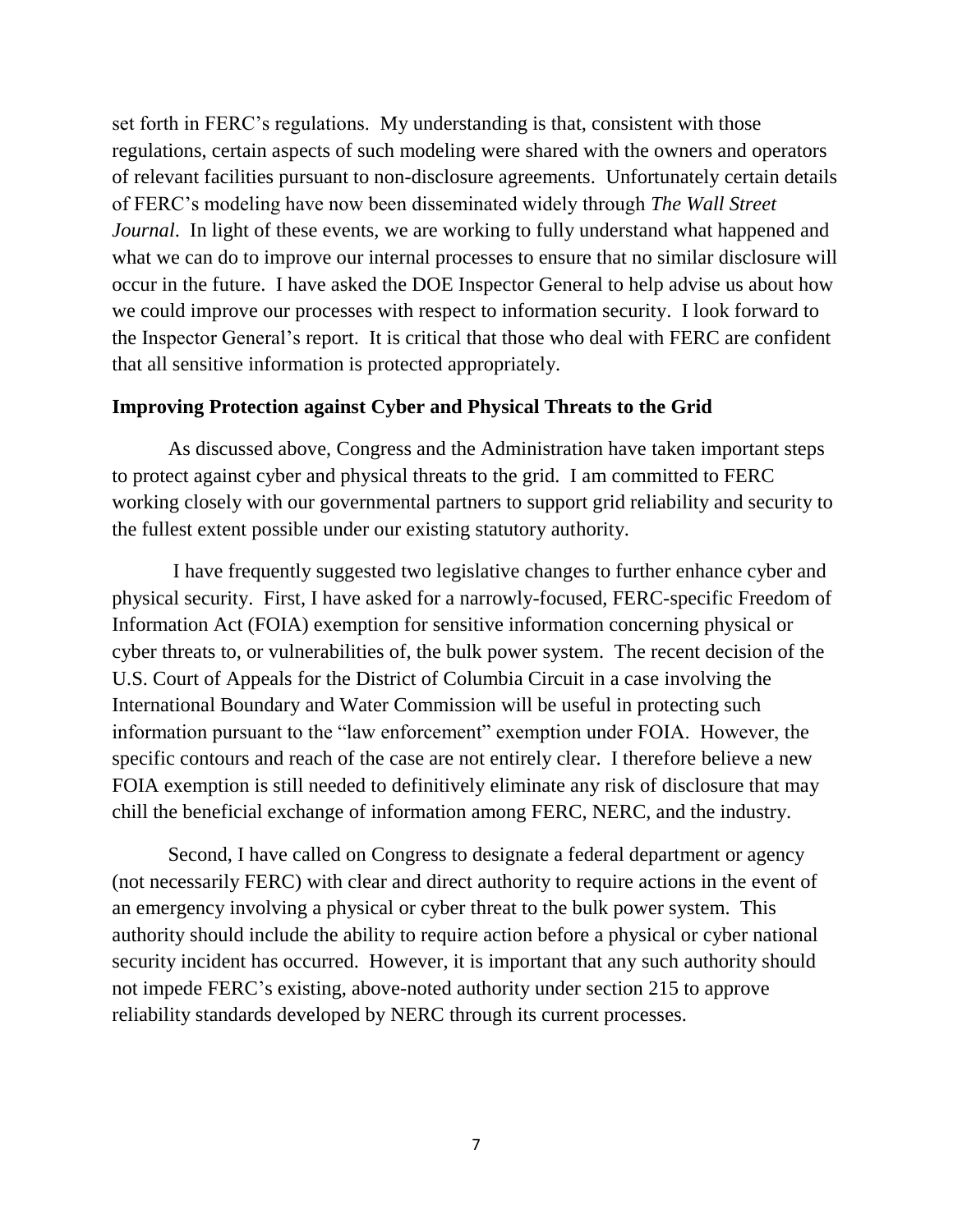set forth in FERC's regulations. My understanding is that, consistent with those regulations, certain aspects of such modeling were shared with the owners and operators of relevant facilities pursuant to non-disclosure agreements. Unfortunately certain details of FERC's modeling have now been disseminated widely through *The Wall Street Journal*. In light of these events, we are working to fully understand what happened and what we can do to improve our internal processes to ensure that no similar disclosure will occur in the future. I have asked the DOE Inspector General to help advise us about how we could improve our processes with respect to information security. I look forward to the Inspector General's report. It is critical that those who deal with FERC are confident that all sensitive information is protected appropriately.

**Improving Protection against Cyber and Physical Threats to the Grid**

As discussed above, Congress and the Administration have taken important steps to protect against cyber and physical threats to the grid. I am committed to FERC working closely with our governmental partners to support grid reliability and security to the fullest extent possible under our existing statutory authority.

I have frequently suggested two legislative changes to further enhance cyber and physical security. First, I have asked for a narrowly-focused, FERC-specific Freedom of Information Act (FOIA) exemption for sensitive information concerning physical or cyber threats to, or vulnerabilities of, the bulk power system. The recent decision of the U.S. Court of Appeals for the District of Columbia Circuit in a case involving the International Boundary and Water Commission will be useful in protecting such information pursuant to the "law enforcement" exemption under FOIA. However, the specific contours and reach of the case are not entirely clear. I therefore believe a new FOIA exemption is still needed to definitively eliminate any risk of disclosure that may chill the beneficial exchange of information among FERC, NERC, and the industry.

Second, I have called on Congress to designate a federal department or agency (not necessarily FERC) with clear and direct authority to require actions in the event of an emergency involving a physical or cyber threat to the bulk power system. This authority should include the ability to require action before a physical or cyber national security incident has occurred. However, it is important that any such authority should not impede FERC's existing, above-noted authority under section 215 to approve reliability standards developed by NERC through its current processes.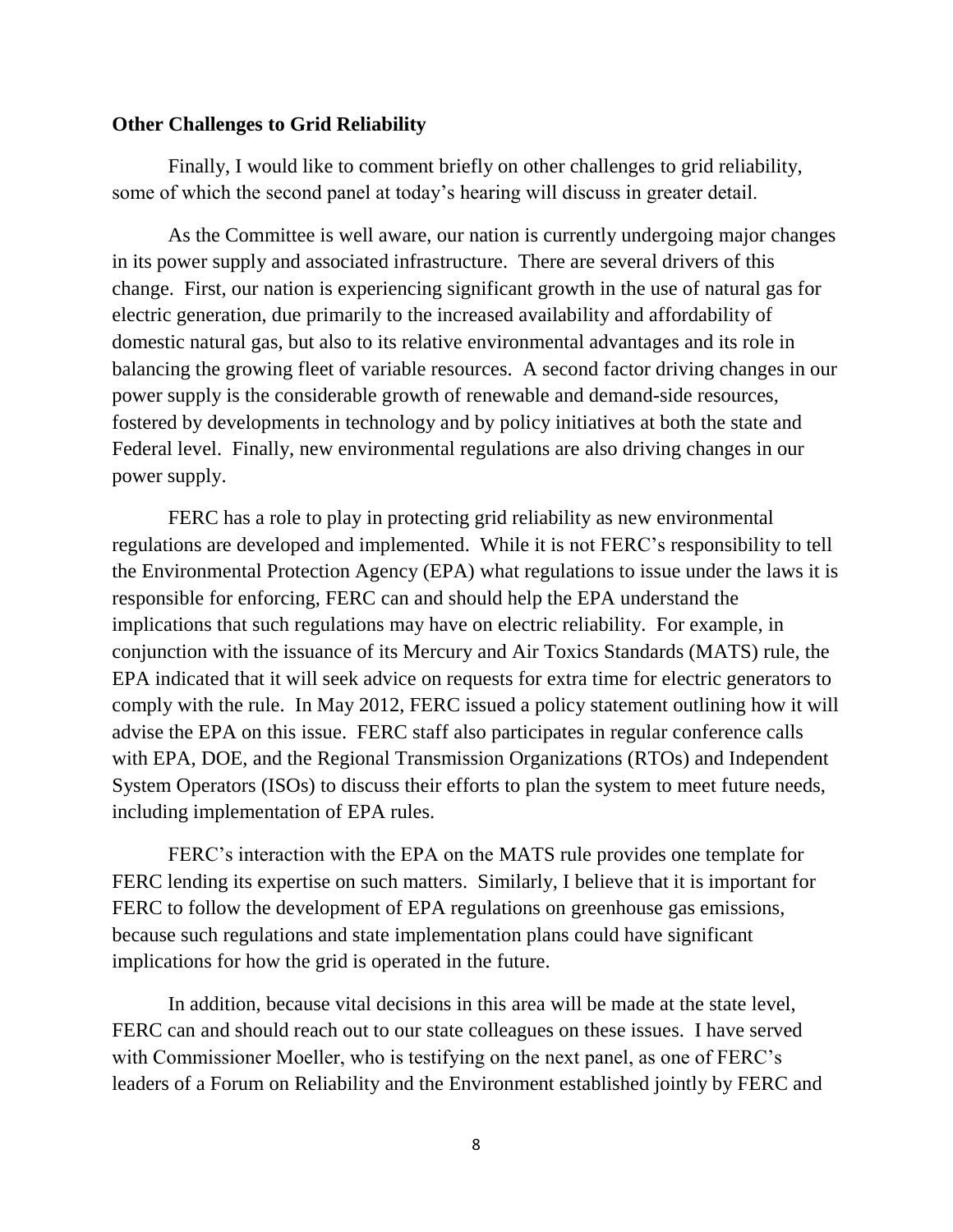### Other Challenges to Grid Reliability

Finally, I would like to comment briefly on other challenges to grid reliability, some of which the second panel at today's hearing will discuss in greater detail.

As the Committee is well aware, our nation is currently undergoing major changes in its power supply and associated infrastructure. There are several drivers of this change. First, our nation is experiencing significant growth in the use of natural gas for electric generation, due primarily to the increased availability and affordability of domestic natural gas, but also to its relative environmental advantages and its role in balancing the growing fleet of variable resources. A second factor driving changes in our power supply is the considerable growth of renewable and demand-side resources, fostered by developments in technology and by policy initiatives at both the state and Federal level. Finally, new environmental regulations are also driving changes in our power supply.

FERC has a role to play in protecting grid reliability as new environmental regulations are developed and implemented. While it is not FERC's responsibility to tell the Environmental Protection Agency (EPA) what regulations to issue under the laws it is responsible for enforcing, FERC can and should help the EPA understand the implications that such regulations may have on electric reliability. For example, in conjunction with the issuance of its Mercury and Air Toxics Standards (MATS) rule, the EPA indicated that it will seek advice on requests for extra time for electric generators to comply with the rule. In May 2012, FERC issued a policy statement outlining how it will advise the EPA on this issue. FERC staff also participates in regular conference calls with EPA, DOE, and the Regional Transmission Organizations (RTOs) and Independent System Operators (ISOs) to discuss their efforts to plan the system to meet future needs, including implementation of EPA rules.

FERC's interaction with the EPA on the MATS rule provides one template for FERC lending its expertise on such matters. Similarly, I believe that it is important for FERC to follow the development of EPA regulations on greenhouse gas emissions, because such regulations and state implementation plans could have significant implications for how the grid is operated in the future.

In addition, because vital decisions in this area will be made at the state level, FERC can and should reach out to our state colleagues on these issues. I have served with Commissioner Moeller, who is testifying on the next panel, as one of FERC's leaders of a Forum on Reliability and the Environment established jointly by FERC and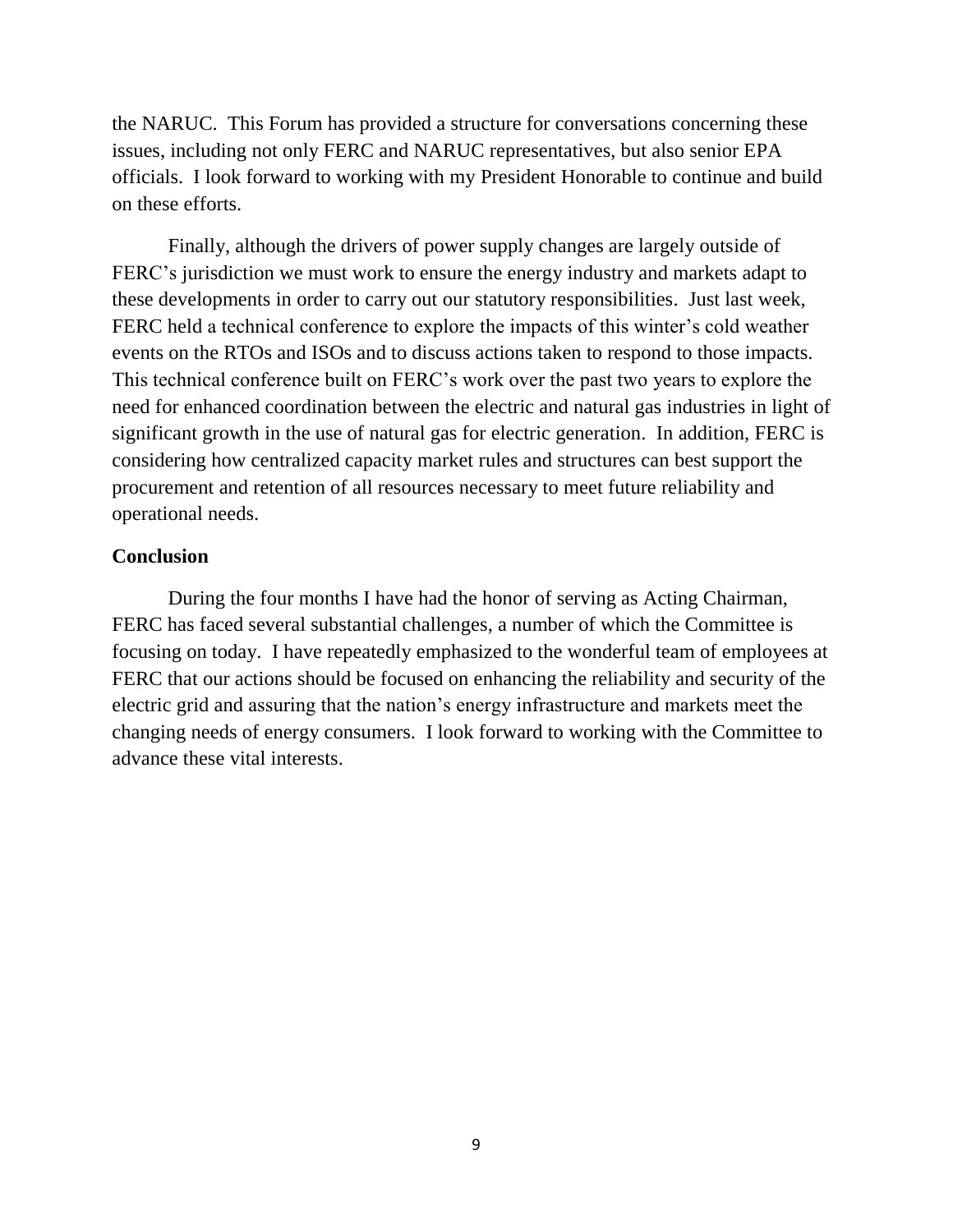the NARUC. This Forum has provided a structure for conversations concerning these issues, including not only FERC and NARUC representatives, but also senior EPA officials. I look forward to working with my President Honorable to continue and build on these efforts.

Finally, although the drivers of power supply changes are largely outside of FERC's jurisdiction we must work to ensure the energy industry and markets adapt to these developments in order to carry out our statutory responsibilities. Just last week, FERC held a technical conference to explore the impacts of this winter's cold weather events on the RTOs and ISOs and to discuss actions taken to respond to those impacts. This technical conference built on FERC's work over the past two years to explore the need for enhanced coordination between the electric and natural gas industries in light of significant growth in the use of natural gas for electric generation. In addition, FERC is considering how centralized capacity market rules and structures can best support the procurement and retention of all resources necessary to meet future reliability and operational needs.

**Conclusion**

During the four months I have had the honor of serving as Acting Chairman, FERC has faced several substantial challenges, a number of which the Committee is focusing on today. I have repeatedly emphasized to the wonderful team of employees at FERC that our actions should be focused on enhancing the reliability and security of the electric grid and assuring that the nation's energy infrastructure and markets meet the changing needs of energy consumers. I look forward to working with the Committee to advance these vital interests.